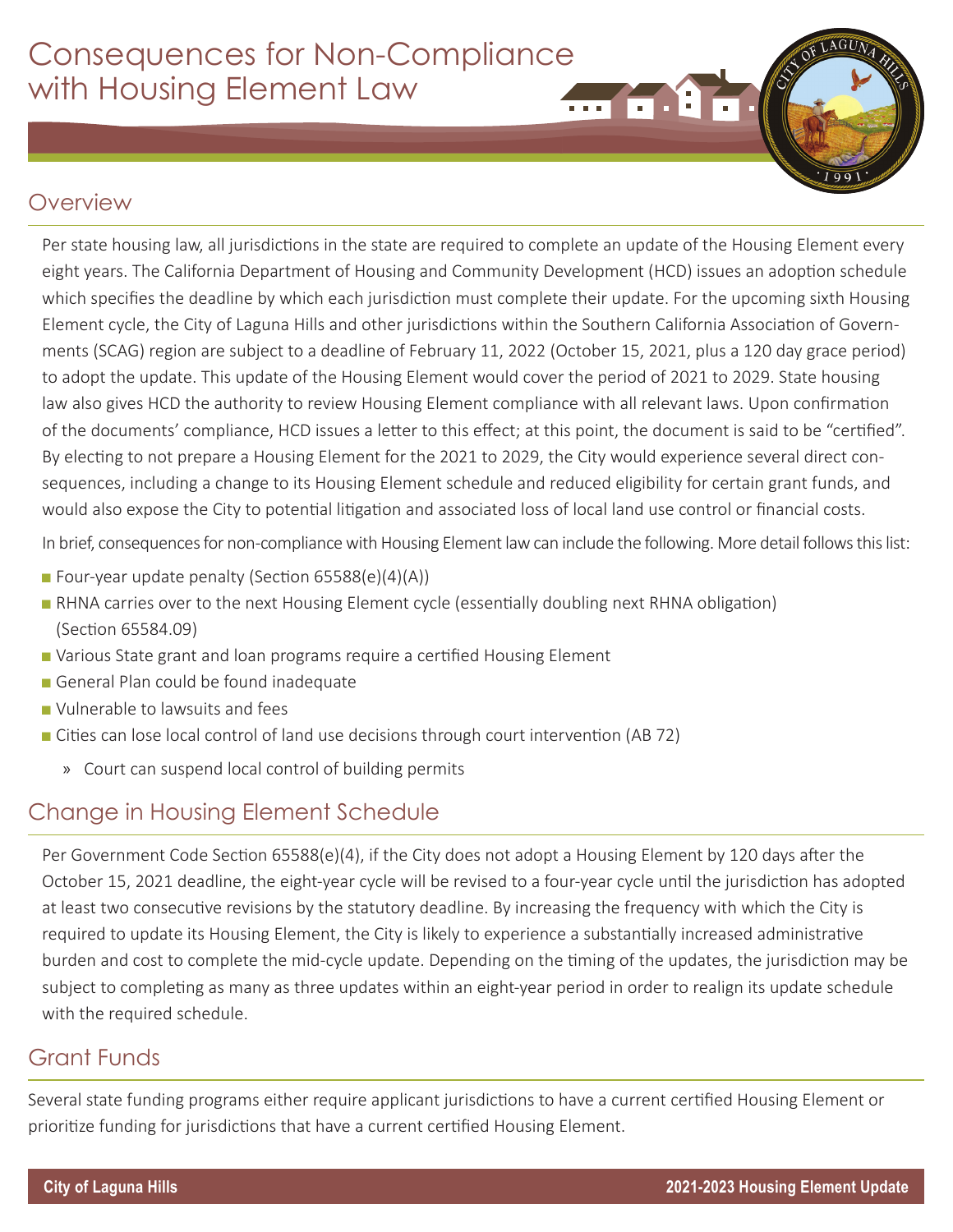# Consequences for Non-Compliance with Housing Element Law

## Overview

Per state housing law, all jurisdictions in the state are required to complete an update of the Housing Element every eight years. The California Department of Housing and Community Development (HCD) issues an adoption schedule which specifies the deadline by which each jurisdiction must complete their update. For the upcoming sixth Housing Element cycle, the City of Laguna Hills and other jurisdictions within the Southern California Association of Governments (SCAG) region are subject to a deadline of February 11, 2022 (October 15, 2021, plus a 120 day grace period) to adopt the update. This update of the Housing Element would cover the period of 2021 to 2029. State housing law also gives HCD the authority to review Housing Element compliance with all relevant laws. Upon confirmation of the documents' compliance, HCD issues a letter to this effect; at this point, the document is said to be "certified". By electing to not prepare a Housing Element for the 2021 to 2029, the City would experience several direct consequences, including a change to its Housing Element schedule and reduced eligibility for certain grant funds, and would also expose the City to potential litigation and associated loss of local land use control or financial costs.

In brief, consequences for non-compliance with Housing Element law can include the following. More detail follows this list:

- Four-year update penalty (Section 65588(e)(4)(A))
- RHNA carries over to the next Housing Element cycle (essentially doubling next RHNA obligation) (Section 65584.09)
- Various State grant and loan programs require a certified Housing Element
- General Plan could be found inadequate
- Vulnerable to lawsuits and fees
- Cities can lose local control of land use decisions through court intervention (AB 72)
  - Court can suspend local control of building permits

## Change in Housing Element Schedule

Per Government Code Section 65588(e)(4), if the City does not adopt a Housing Element by 120 days after the October 15, 2021 deadline, the eight-year cycle will be revised to a four-year cycle until the jurisdiction has adopted at least two consecutive revisions by the statutory deadline. By increasing the frequency with which the City is required to update its Housing Element, the City is likely to experience a substantially increased administrative burden and cost to complete the mid-cycle update. Depending on the timing of the updates, the jurisdiction may be subject to completing as many as three updates within an eight-year period in order to realign its update schedule with the required schedule.

## Grant Funds

Several state funding programs either require applicant jurisdictions to have a current certified Housing Element or prioritize funding for jurisdictions that have a current certified Housing Element.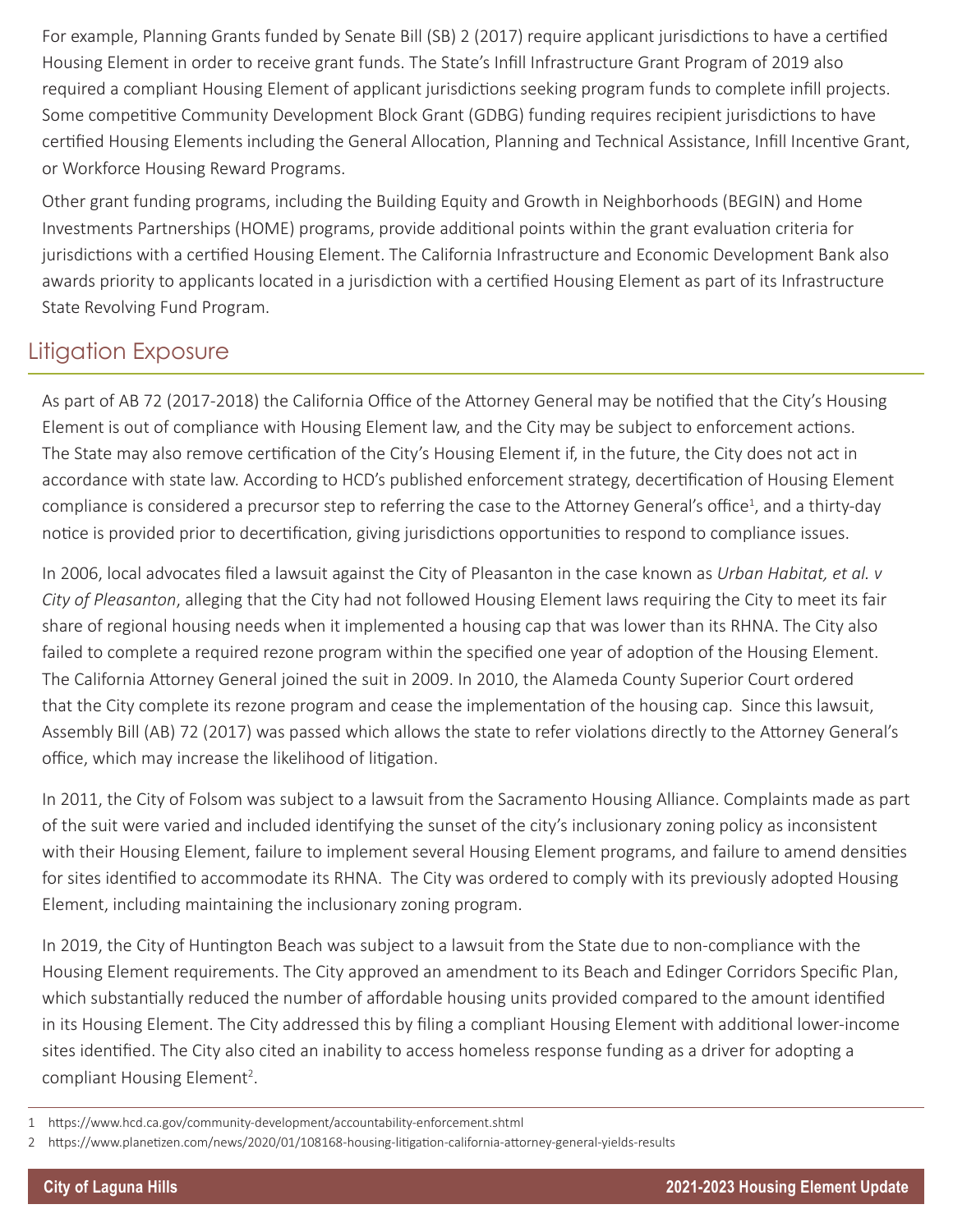For example, Planning Grants funded by Senate Bill (SB) 2 (2017) require applicant jurisdictions to have a certified Housing Element in order to receive grant funds. The State's Infill Infrastructure Grant Program of 2019 also required a compliant Housing Element of applicant jurisdictions seeking program funds to complete infill projects. Some competitive Community Development Block Grant (GDBG) funding requires recipient jurisdictions to have certified Housing Elements including the General Allocation, Planning and Technical Assistance, Infill Incentive Grant, or Workforce Housing Reward Programs.

Other grant funding programs, including the Building Equity and Growth in Neighborhoods (BEGIN) and Home Investments Partnerships (HOME) programs, provide additional points within the grant evaluation criteria for jurisdictions with a certified Housing Element. The California Infrastructure and Economic Development Bank also awards priority to applicants located in a jurisdiction with a certified Housing Element as part of its Infrastructure State Revolving Fund Program.

## Litigation Exposure

As part of AB 72 (2017-2018) the California Office of the Attorney General may be notified that the City's Housing Element is out of compliance with Housing Element law, and the City may be subject to enforcement actions. The State may also remove certification of the City's Housing Element if, in the future, the City does not act in accordance with state law. According to HCD's published enforcement strategy, decertification of Housing Element compliance is considered a precursor step to referring the case to the Attorney General's office[1], and a thirty-day notice is provided prior to decertification, giving jurisdictions opportunities to respond to compliance issues.

In 2006, local advocates filed a lawsuit against the City of Pleasanton in the case known as *Urban Habitat, et al. v City of Pleasanton*, alleging that the City had not followed Housing Element laws requiring the City to meet its fair share of regional housing needs when it implemented a housing cap that was lower than its RHNA. The City also failed to complete a required rezone program within the specified one year of adoption of the Housing Element. The California Attorney General joined the suit in 2009. In 2010, the Alameda County Superior Court ordered that the City complete its rezone program and cease the implementation of the housing cap. Since this lawsuit, Assembly Bill (AB) 72 (2017) was passed which allows the state to refer violations directly to the Attorney General's office, which may increase the likelihood of litigation.

In 2011, the City of Folsom was subject to a lawsuit from the Sacramento Housing Alliance. Complaints made as part of the suit were varied and included identifying the sunset of the city's inclusionary zoning policy as inconsistent with their Housing Element, failure to implement several Housing Element programs, and failure to amend densities for sites identified to accommodate its RHNA. The City was ordered to comply with its previously adopted Housing Element, including maintaining the inclusionary zoning program.

In 2019, the City of Huntington Beach was subject to a lawsuit from the State due to non-compliance with the Housing Element requirements. The City approved an amendment to its Beach and Edinger Corridors Specific Plan, which substantially reduced the number of affordable housing units provided compared to the amount identified in its Housing Element. The City addressed this by filing a compliant Housing Element with additional lower-income sites identified. The City also cited an inability to access homeless response funding as a driver for adopting a compliant Housing Element[2].

1 https://www.hcd.ca.gov/community-development/accountability-enforcement.shtml

2 https://www.planetizen.com/news/2020/01/108168-housing-litigation-california-attorney-general-yields-results